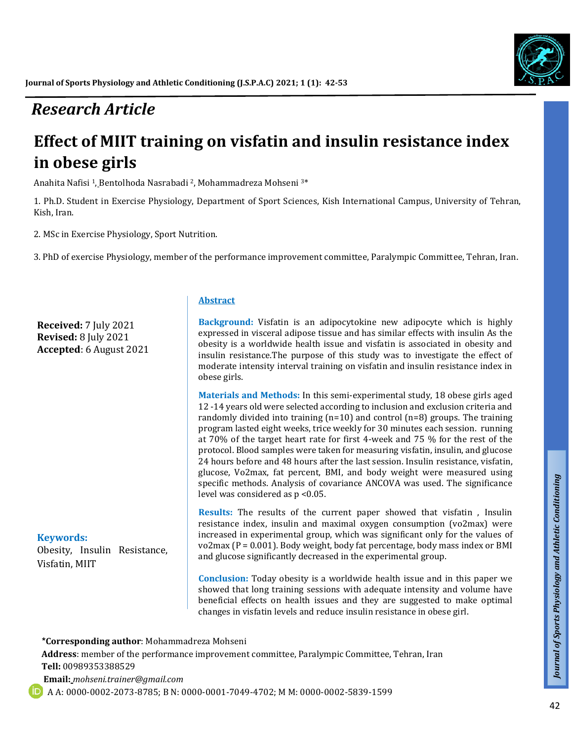## Research Article

# Effect of MIIT training on visfatin and insulin resistance index in obese girls

Anahita Nafisi [1], Bentolhoda Nasrabadi [2], Mohammadreza Mohseni [3]*

1. Ph.D. Student in Exercise Physiology, Department of Sport Sciences, Kish International Campus, University of Tehran, Kish, Iran.

2. MSc in Exercise Physiology, Sport Nutrition.

3. PhD of exercise Physiology, member of the performance improvement committee, Paralympic Committee, Tehran, Iran.

**Received:** 7 July 2021
**Revised:** 8 July 2021
**Accepted**: 6 August 2021

**Keywords:**
Obesity, Insulin Resistance, Visfatin, MIIT

## Abstract

**Background:** Visfatin is an adipocytokine new adipocyte which is highly expressed in visceral adipose tissue and has similar effects with insulin As the obesity is a worldwide health issue and visfatin is associated in obesity and insulin resistance.The purpose of this study was to investigate the effect of moderate intensity interval training on visfatin and insulin resistance index in obese girls.

**Materials and Methods:** In this semi-experimental study, 18 obese girls aged 12 -14 years old were selected according to inclusion and exclusion criteria and randomly divided into training (n=10) and control (n=8) groups. The training program lasted eight weeks, trice weekly for 30 minutes each session. running at 70% of the target heart rate for first 4-week and 75 % for the rest of the protocol. Blood samples were taken for measuring visfatin, insulin, and glucose 24 hours before and 48 hours after the last session. Insulin resistance, visfatin, glucose, Vo2max, fat percent, BMI, and body weight were measured using specific methods. Analysis of covariance ANCOVA was used. The significance level was considered as $p < 0.05$.

**Results:** The results of the current paper showed that visfatin , Insulin resistance index, insulin and maximal oxygen consumption (vo2max) were increased in experimental group, which was significant only for the values of vo2max ($P = 0.001$). Body weight, body fat percentage, body mass index or BMI and glucose significantly decreased in the experimental group.

**Conclusion:** Today obesity is a worldwide health issue and in this paper we showed that long training sessions with adequate intensity and volume have beneficial effects on health issues and they are suggested to make optimal changes in visfatin levels and reduce insulin resistance in obese girl.

**\*Corresponding author**: Mohammadreza Mohseni
**Address**: member of the performance improvement committee, Paralympic Committee, Tehran, Iran
**Tell:** 00989353388529
**Email:** *mohseni.trainer@gmail.com*
A A: 0000-0002-2073-8785; B N: 0000-0001-7049-4702; M M: 0000-0002-5839-1599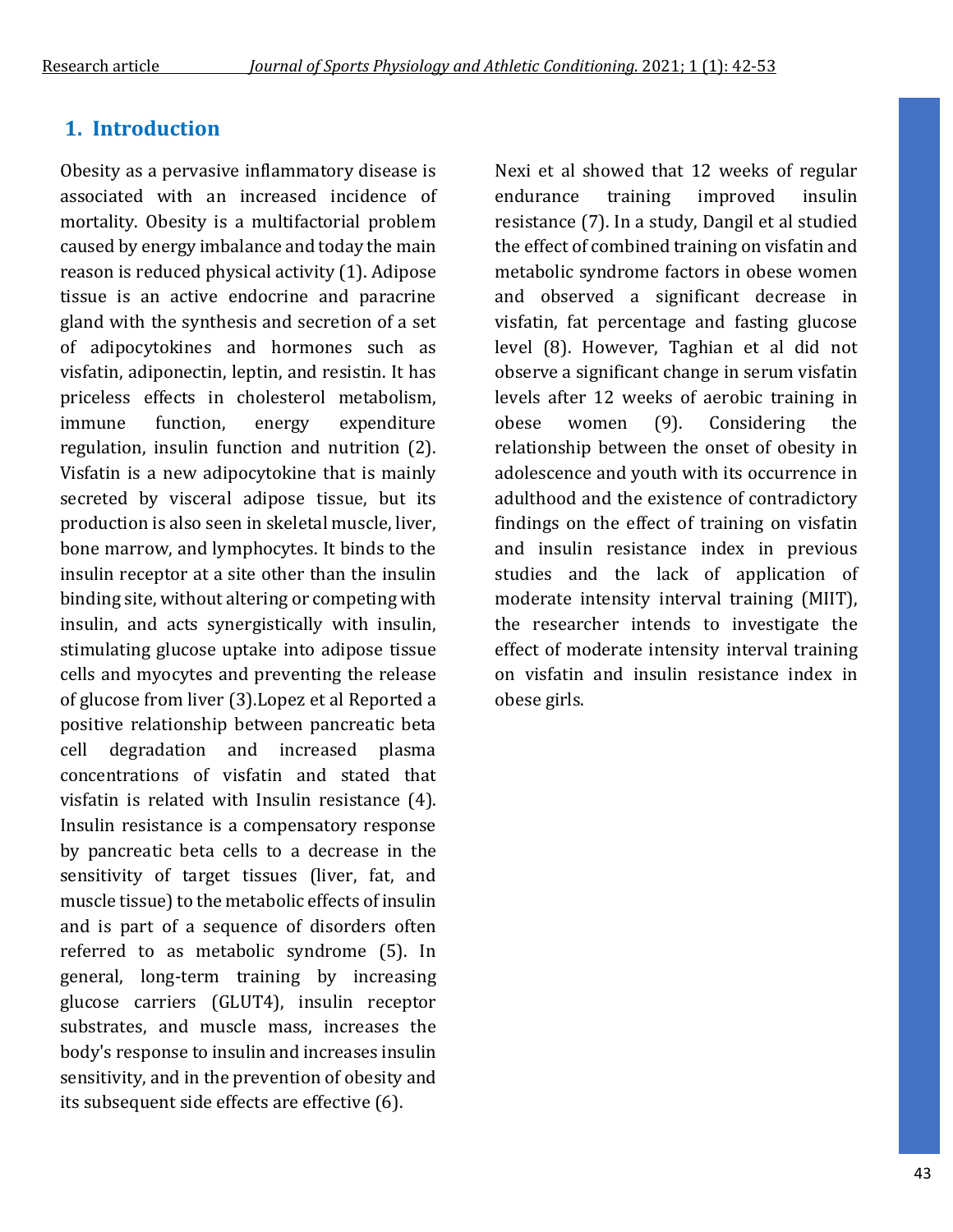## 1. Introduction

Obesity as a pervasive inflammatory disease is associated with an increased incidence of mortality. Obesity is a multifactorial problem caused by energy imbalance and today the main reason is reduced physical activity (1). Adipose tissue is an active endocrine and paracrine gland with the synthesis and secretion of a set of adipocytokines and hormones such as visfatin, adiponectin, leptin, and resistin. It has priceless effects in cholesterol metabolism, immune function, energy expenditure regulation, insulin function and nutrition (2). Visfatin is a new adipocytokine that is mainly secreted by visceral adipose tissue, but its production is also seen in skeletal muscle, liver, bone marrow, and lymphocytes. It binds to the insulin receptor at a site other than the insulin binding site, without altering or competing with insulin, and acts synergistically with insulin, stimulating glucose uptake into adipose tissue cells and myocytes and preventing the release of glucose from liver (3).Lopez et al Reported a positive relationship between pancreatic beta cell degradation and increased plasma concentrations of visfatin and stated that visfatin is related with Insulin resistance (4). Insulin resistance is a compensatory response by pancreatic beta cells to a decrease in the sensitivity of target tissues (liver, fat, and muscle tissue) to the metabolic effects of insulin and is part of a sequence of disorders often referred to as metabolic syndrome (5). In general, long-term training by increasing glucose carriers (GLUT4), insulin receptor substrates, and muscle mass, increases the body's response to insulin and increases insulin sensitivity, and in the prevention of obesity and its subsequent side effects are effective (6). Nexi et al showed that 12 weeks of regular endurance training improved insulin resistance (7). In a study, Dangil et al studied the effect of combined training on visfatin and metabolic syndrome factors in obese women and observed a significant decrease in visfatin, fat percentage and fasting glucose level (8). However, Taghian et al did not observe a significant change in serum visfatin levels after 12 weeks of aerobic training in obese women (9). Considering the relationship between the onset of obesity in adolescence and youth with its occurrence in adulthood and the existence of contradictory findings on the effect of training on visfatin and insulin resistance index in previous studies and the lack of application of moderate intensity interval training (MIIT), the researcher intends to investigate the effect of moderate intensity interval training on visfatin and insulin resistance index in obese girls.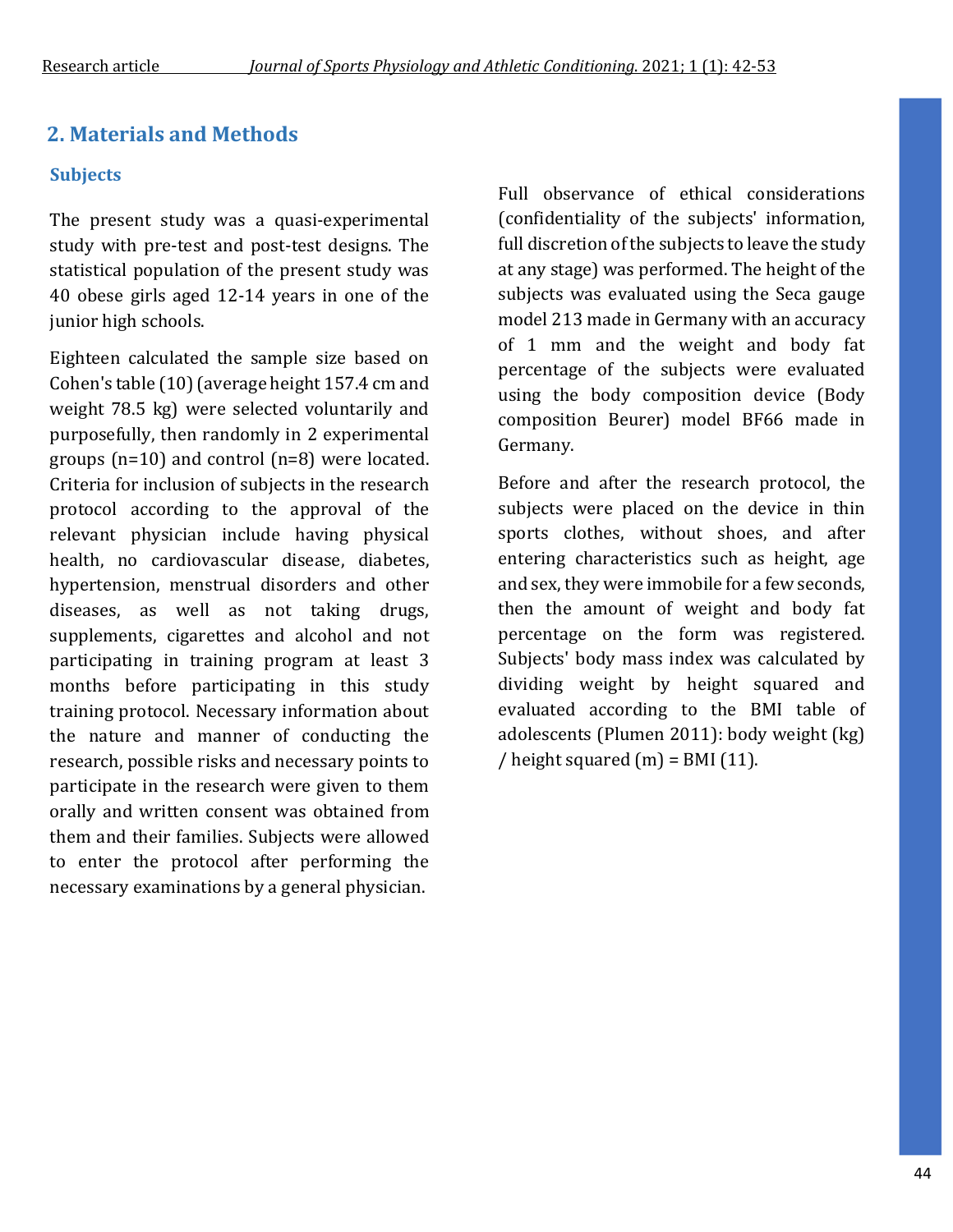## 2. Materials and Methods

### Subjects

The present study was a quasi-experimental study with pre-test and post-test designs. The statistical population of the present study was 40 obese girls aged 12-14 years in one of the junior high schools.

Eighteen calculated the sample size based on Cohen's table (10) (average height 157.4 cm and weight 78.5 kg) were selected voluntarily and purposefully, then randomly in 2 experimental groups (n=10) and control (n=8) were located. Criteria for inclusion of subjects in the research protocol according to the approval of the relevant physician include having physical health, no cardiovascular disease, diabetes, hypertension, menstrual disorders and other diseases, as well as not taking drugs, supplements, cigarettes and alcohol and not participating in training program at least 3 months before participating in this study training protocol. Necessary information about the nature and manner of conducting the research, possible risks and necessary points to participate in the research were given to them orally and written consent was obtained from them and their families. Subjects were allowed to enter the protocol after performing the necessary examinations by a general physician.

Full observance of ethical considerations (confidentiality of the subjects' information, full discretion of the subjects to leave the study at any stage) was performed. The height of the subjects was evaluated using the Seca gauge model 213 made in Germany with an accuracy of 1 mm and the weight and body fat percentage of the subjects were evaluated using the body composition device (Body composition Beurer) model BF66 made in Germany.

Before and after the research protocol, the subjects were placed on the device in thin sports clothes, without shoes, and after entering characteristics such as height, age and sex, they were immobile for a few seconds, then the amount of weight and body fat percentage on the form was registered. Subjects' body mass index was calculated by dividing weight by height squared and evaluated according to the BMI table of adolescents (Plumen 2011): body weight (kg) / height squared (m) = BMI (11).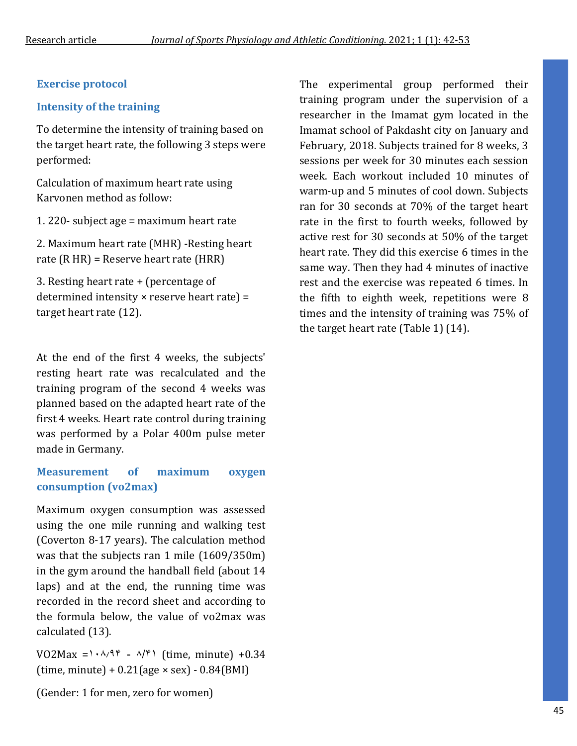### Exercise protocol

### Intensity of the training

To determine the intensity of training based on the target heart rate, the following 3 steps were performed:

Calculation of maximum heart rate using Karvonen method as follow:

1. 220- subject age = maximum heart rate

2. Maximum heart rate (MHR) -Resting heart rate (R HR) = Reserve heart rate (HRR)

3. Resting heart rate + (percentage of determined intensity × reserve heart rate) = target heart rate (12).

At the end of the first 4 weeks, the subjects' resting heart rate was recalculated and the training program of the second 4 weeks was planned based on the adapted heart rate of the first 4 weeks. Heart rate control during training was performed by a Polar 400m pulse meter made in Germany.

### Measurement of maximum oxygen consumption (vo2max)

Maximum oxygen consumption was assessed using the one mile running and walking test (Coverton 8-17 years). The calculation method was that the subjects ran 1 mile (1609/350m) in the gym around the handball field (about 14 laps) and at the end, the running time was recorded in the record sheet and according to the formula below, the value of vo2max was calculated (13).

VO2Max =۱۰۸/۹۴ - ۸/۴۱ (time, minute) +0.34 (time, minute) + 0.21(age × sex) - 0.84(BMI)

(Gender: 1 for men, zero for women)

The experimental group performed their training program under the supervision of a researcher in the Imamat gym located in the Imamat school of Pakdasht city on January and February, 2018. Subjects trained for 8 weeks, 3 sessions per week for 30 minutes each session week. Each workout included 10 minutes of warm-up and 5 minutes of cool down. Subjects ran for 30 seconds at 70% of the target heart rate in the first to fourth weeks, followed by active rest for 30 seconds at 50% of the target heart rate. They did this exercise 6 times in the same way. Then they had 4 minutes of inactive rest and the exercise was repeated 6 times. In the fifth to eighth week, repetitions were 8 times and the intensity of training was 75% of the target heart rate (Table 1) (14).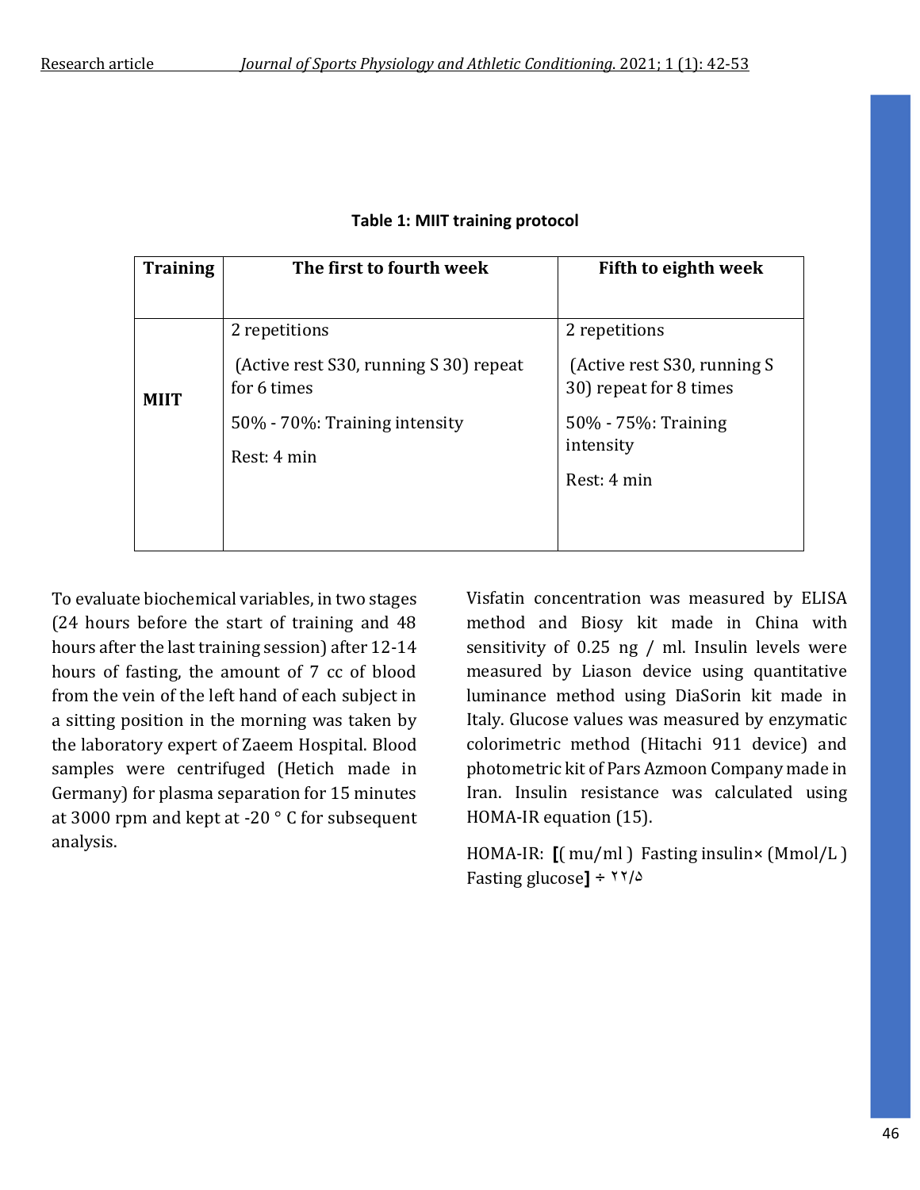**Table 1: MIIT training protocol**

| Training | The first to fourth week | Fifth to eighth week |
|---|---|---|
| MIIT | 2 repetitions<br>(Active rest S30, running S 30) repeat for 6 times<br>50% - 70%: Training intensity<br>Rest: 4 min | 2 repetitions<br>(Active rest S30, running S 30) repeat for 8 times<br>50% - 75%: Training intensity<br>Rest: 4 min |

To evaluate biochemical variables, in two stages (24 hours before the start of training and 48 hours after the last training session) after 12-14 hours of fasting, the amount of 7 cc of blood from the vein of the left hand of each subject in a sitting position in the morning was taken by the laboratory expert of Zaeem Hospital. Blood samples were centrifuged (Hetich made in Germany) for plasma separation for 15 minutes at 3000 rpm and kept at -20 ° C for subsequent analysis.

Visfatin concentration was measured by ELISA method and Biosy kit made in China with sensitivity of 0.25 ng / ml. Insulin levels were measured by Liason device using quantitative luminance method using DiaSorin kit made in Italy. Glucose values was measured by enzymatic colorimetric method (Hitachi 911 device) and photometric kit of Pars Azmoon Company made in Iran. Insulin resistance was calculated using HOMA-IR equation (15).

HOMA-IR: **[**( mu/ml ) Fasting insulin× (Mmol/L ) Fasting glucose**]** ÷ ۲۲/۵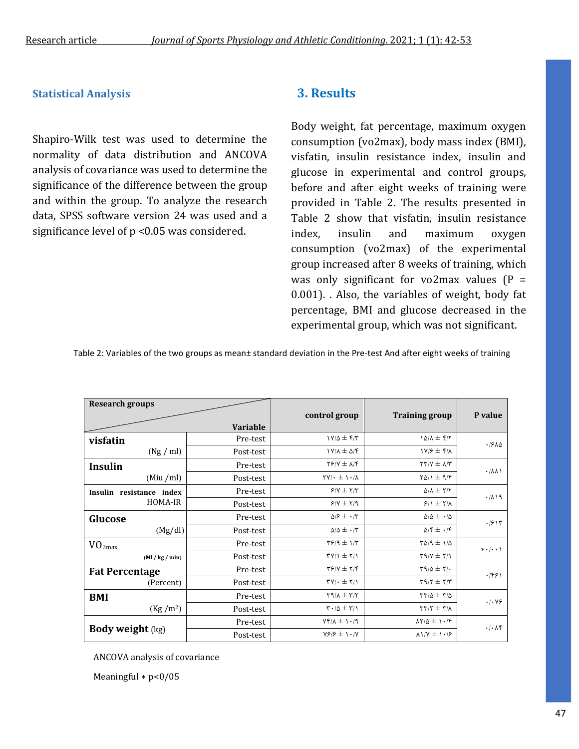### Statistical Analysis

Shapiro-Wilk test was used to determine the normality of data distribution and ANCOVA analysis of covariance was used to determine the significance of the difference between the group and within the group. To analyze the research data, SPSS software version 24 was used and a significance level of p <0.05 was considered.

## 3. Results

Body weight, fat percentage, maximum oxygen consumption (vo2max), body mass index (BMI), visfatin, insulin resistance index, insulin and glucose in experimental and control groups, before and after eight weeks of training were provided in Table 2. The results presented in Table 2 show that visfatin, insulin resistance index, insulin and maximum oxygen consumption (vo2max) of the experimental group increased after 8 weeks of training, which was only significant for vo2max values (P = 0.001). . Also, the variables of weight, body fat percentage, BMI and glucose decreased in the experimental group, which was not significant.

Table 2: Variables of the two groups as mean± standard deviation in the Pre-test And after eight weeks of training

| Research groups / Variable | | control group | Training group | P value |
|---|---|---|---|---|
| **visfatin** (Ng / ml) | Pre-test | ۱۷/۵ ± ۴/۳ | ۱۵/۸ ± ۴/۲ | ۰/۶۸۵ |
| | Post-test | ۱۷/۸ ± ۵/۴ | ۱۷/۶ ± ۴/۸ | |
| **Insulin** (Miu /ml) | Pre-test | ۲۶/۷ ± ۸/۴ | ۲۳/۷ ± ۸/۳ | ۰/۸۸۱ |
| | Post-test | ۲۷/۰ ± ۱۰/۸ | ۲۵/۱ ± ۹/۴ | |
| **Insulin resistance index** HOMA-IR | Pre-test | ۶/۷ ± ۲/۳ | ۵/۸ ± ۲/۲ | ۰/۸۱۹ |
| | Post-test | ۶/۷ ± ۲/۹ | ۶/۱ ± ۲/۸ | |
| **Glucose** (Mg/dl) | Pre-test | ۵/۶ ± ۰/۳ | ۵/۵ ± ۰/۵ | ۰/۶۱۳ |
| | Post-test | ۵/۵ ± ۰/۳ | ۵/۴ ± ۰/۴ | |
| $VO_{2max}$ (Ml / kg / min) | Pre-test | ۳۶/۹ ± ۱/۳ | ۳۵/۹ ± ۱/۵ | *۰/۰۰۱ |
| | Post-test | ۳۷/۱ ± ۲/۱ | ۳۹/۷ ± ۲/۱ | |
| **Fat Percentage** (Percent) | Pre-test | ۳۶/۷ ± ۲/۴ | ۳۹/۵ ± ۲/۰ | ۰/۴۶۱ |
| | Post-test | ۳۷/۰ ± ۲/۱ | ۳۹/۲ ± ۲/۳ | |
| **BMI** (Kg /m²) | Pre-test | ۲۹/۸ ± ۳/۲ | ۳۳/۵ ± ۳/۵ | ۰/۰۷۶ |
| | Post-test | ۳۰/۵ ± ۳/۱ | ۳۳/۲ ± ۳/۸ | |
| **Body weight** (kg) | Pre-test | ۷۴/۸ ± ۱۰/۹ | ۸۲/۵ ± ۱۰/۴ | ۰/۰۸۴ |
| | Post-test | ۷۶/۶ ± ۱۰/۷ | ۸۱/۷ ± ۱۰/۶ | |

ANCOVA analysis of covariance

Meaningful * p<0/05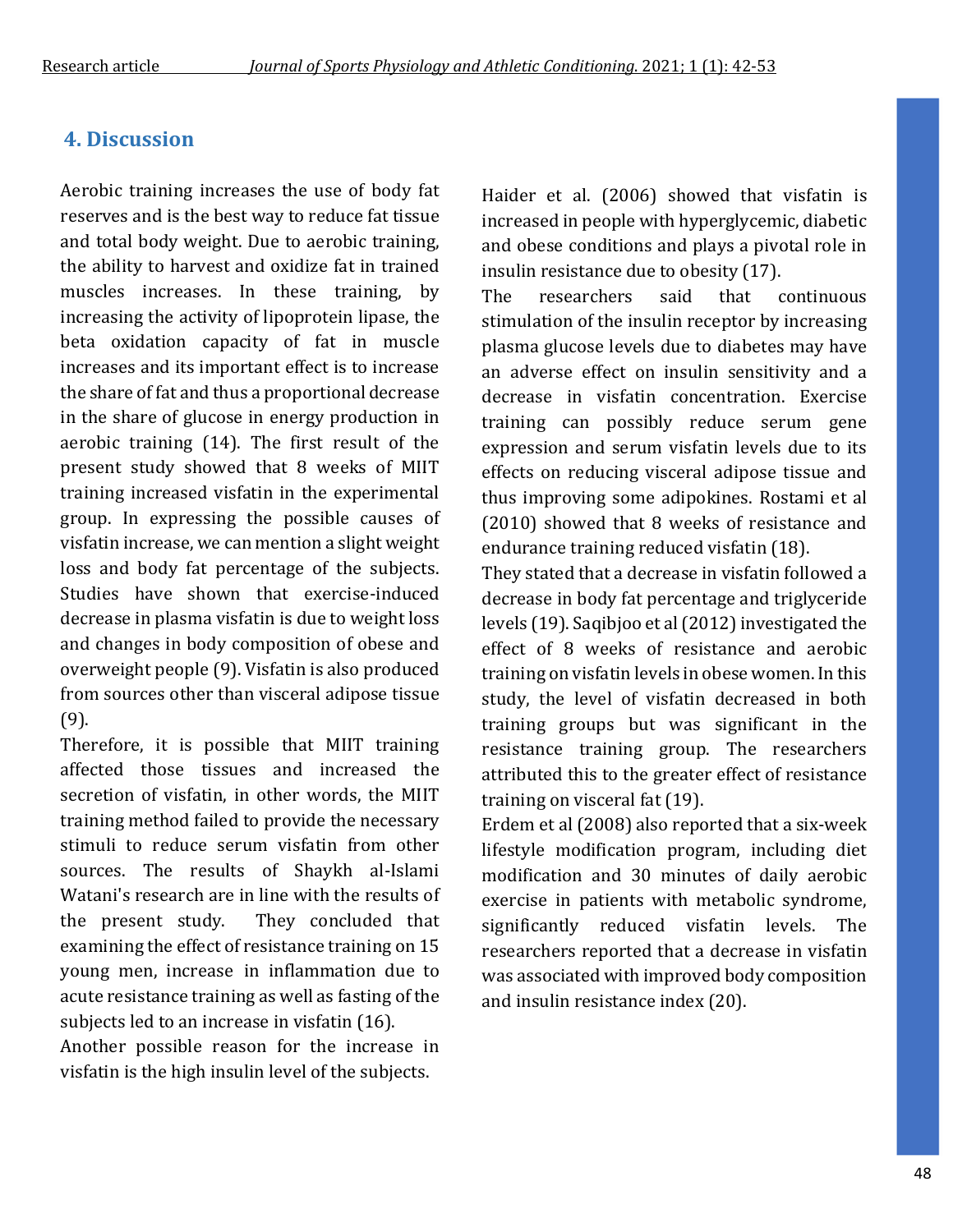## 4. Discussion

Aerobic training increases the use of body fat reserves and is the best way to reduce fat tissue and total body weight. Due to aerobic training, the ability to harvest and oxidize fat in trained muscles increases. In these training, by increasing the activity of lipoprotein lipase, the beta oxidation capacity of fat in muscle increases and its important effect is to increase the share of fat and thus a proportional decrease in the share of glucose in energy production in aerobic training (14). The first result of the present study showed that 8 weeks of MIIT training increased visfatin in the experimental group. In expressing the possible causes of visfatin increase, we can mention a slight weight loss and body fat percentage of the subjects. Studies have shown that exercise-induced decrease in plasma visfatin is due to weight loss and changes in body composition of obese and overweight people (9). Visfatin is also produced from sources other than visceral adipose tissue (9).

Therefore, it is possible that MIIT training affected those tissues and increased the secretion of visfatin, in other words, the MIIT training method failed to provide the necessary stimuli to reduce serum visfatin from other sources. The results of Shaykh al-Islami Watani's research are in line with the results of the present study. They concluded that examining the effect of resistance training on 15 young men, increase in inflammation due to acute resistance training as well as fasting of the subjects led to an increase in visfatin (16).

Another possible reason for the increase in visfatin is the high insulin level of the subjects. Haider et al. (2006) showed that visfatin is increased in people with hyperglycemic, diabetic and obese conditions and plays a pivotal role in insulin resistance due to obesity (17).

The researchers said that continuous stimulation of the insulin receptor by increasing plasma glucose levels due to diabetes may have an adverse effect on insulin sensitivity and a decrease in visfatin concentration. Exercise training can possibly reduce serum gene expression and serum visfatin levels due to its effects on reducing visceral adipose tissue and thus improving some adipokines. Rostami et al (2010) showed that 8 weeks of resistance and endurance training reduced visfatin (18).

They stated that a decrease in visfatin followed a decrease in body fat percentage and triglyceride levels (19). Saqibjoo et al (2012) investigated the effect of 8 weeks of resistance and aerobic training on visfatin levels in obese women. In this study, the level of visfatin decreased in both training groups but was significant in the resistance training group. The researchers attributed this to the greater effect of resistance training on visceral fat (19).

Erdem et al (2008) also reported that a six-week lifestyle modification program, including diet modification and 30 minutes of daily aerobic exercise in patients with metabolic syndrome, significantly reduced visfatin levels. The researchers reported that a decrease in visfatin was associated with improved body composition and insulin resistance index (20).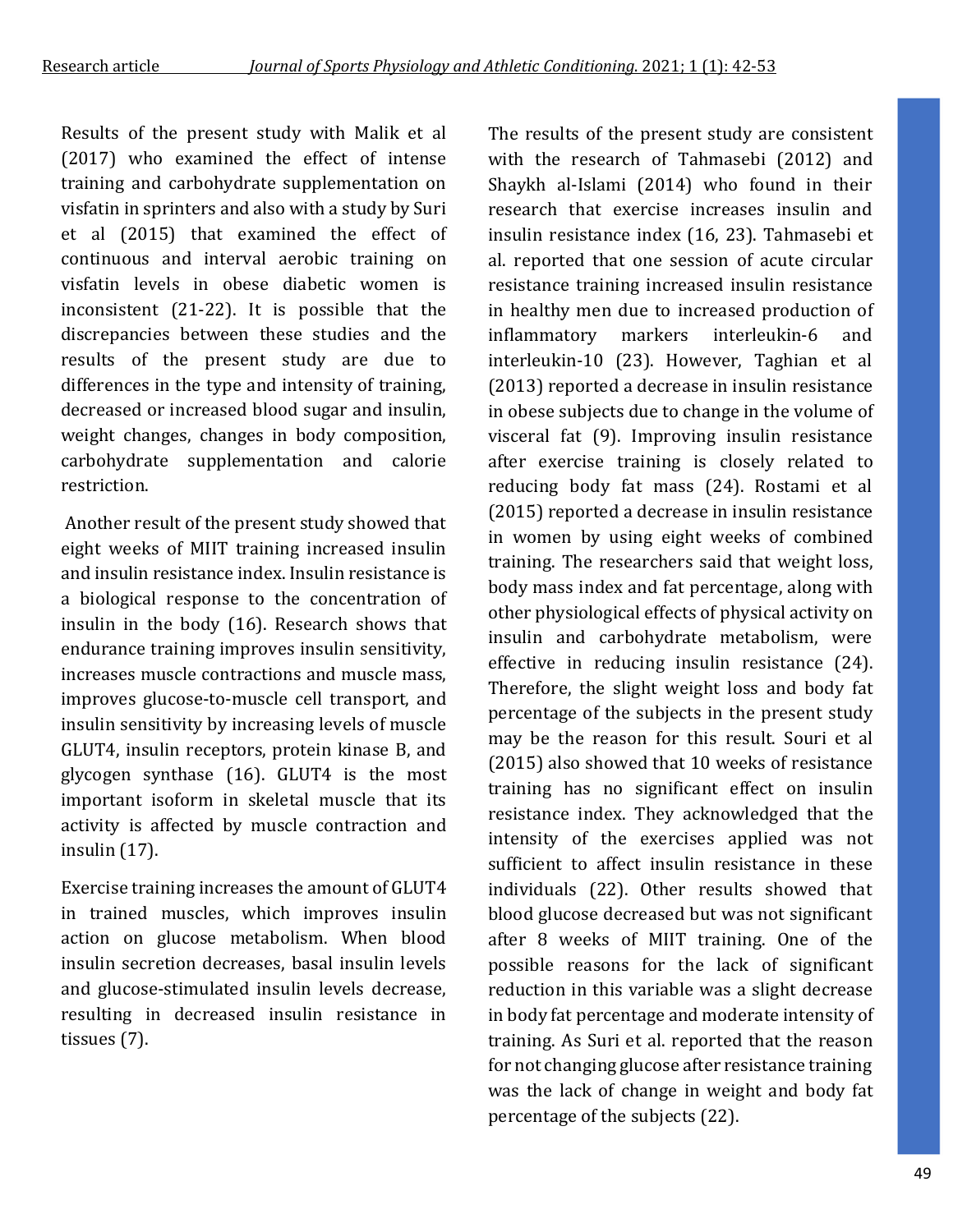Results of the present study with Malik et al (2017) who examined the effect of intense training and carbohydrate supplementation on visfatin in sprinters and also with a study by Suri et al (2015) that examined the effect of continuous and interval aerobic training on visfatin levels in obese diabetic women is inconsistent (21-22). It is possible that the discrepancies between these studies and the results of the present study are due to differences in the type and intensity of training, decreased or increased blood sugar and insulin, weight changes, changes in body composition, carbohydrate supplementation and calorie restriction.

Another result of the present study showed that eight weeks of MIIT training increased insulin and insulin resistance index. Insulin resistance is a biological response to the concentration of insulin in the body (16). Research shows that endurance training improves insulin sensitivity, increases muscle contractions and muscle mass, improves glucose-to-muscle cell transport, and insulin sensitivity by increasing levels of muscle GLUT4, insulin receptors, protein kinase B, and glycogen synthase (16). GLUT4 is the most important isoform in skeletal muscle that its activity is affected by muscle contraction and insulin (17).

Exercise training increases the amount of GLUT4 in trained muscles, which improves insulin action on glucose metabolism. When blood insulin secretion decreases, basal insulin levels and glucose-stimulated insulin levels decrease, resulting in decreased insulin resistance in tissues (7).

The results of the present study are consistent with the research of Tahmasebi (2012) and Shaykh al-Islami (2014) who found in their research that exercise increases insulin and insulin resistance index (16, 23). Tahmasebi et al. reported that one session of acute circular resistance training increased insulin resistance in healthy men due to increased production of inflammatory markers interleukin-6 and interleukin-10 (23). However, Taghian et al (2013) reported a decrease in insulin resistance in obese subjects due to change in the volume of visceral fat (9). Improving insulin resistance after exercise training is closely related to reducing body fat mass (24). Rostami et al (2015) reported a decrease in insulin resistance in women by using eight weeks of combined training. The researchers said that weight loss, body mass index and fat percentage, along with other physiological effects of physical activity on insulin and carbohydrate metabolism, were effective in reducing insulin resistance (24). Therefore, the slight weight loss and body fat percentage of the subjects in the present study may be the reason for this result. Souri et al (2015) also showed that 10 weeks of resistance training has no significant effect on insulin resistance index. They acknowledged that the intensity of the exercises applied was not sufficient to affect insulin resistance in these individuals (22). Other results showed that blood glucose decreased but was not significant after 8 weeks of MIIT training. One of the possible reasons for the lack of significant reduction in this variable was a slight decrease in body fat percentage and moderate intensity of training. As Suri et al. reported that the reason for not changing glucose after resistance training was the lack of change in weight and body fat percentage of the subjects (22).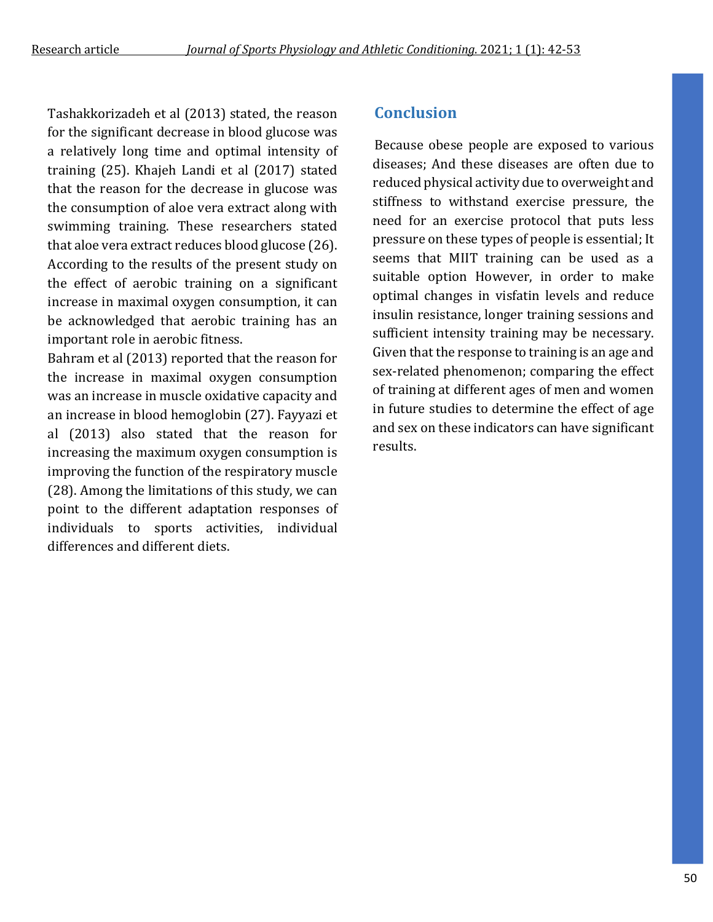Tashakkorizadeh et al (2013) stated, the reason for the significant decrease in blood glucose was a relatively long time and optimal intensity of training (25). Khajeh Landi et al (2017) stated that the reason for the decrease in glucose was the consumption of aloe vera extract along with swimming training. These researchers stated that aloe vera extract reduces blood glucose (26). According to the results of the present study on the effect of aerobic training on a significant increase in maximal oxygen consumption, it can be acknowledged that aerobic training has an important role in aerobic fitness.

Bahram et al (2013) reported that the reason for the increase in maximal oxygen consumption was an increase in muscle oxidative capacity and an increase in blood hemoglobin (27). Fayyazi et al (2013) also stated that the reason for increasing the maximum oxygen consumption is improving the function of the respiratory muscle (28). Among the limitations of this study, we can point to the different adaptation responses of individuals to sports activities, individual differences and different diets.

## Conclusion

Because obese people are exposed to various diseases; And these diseases are often due to reduced physical activity due to overweight and stiffness to withstand exercise pressure, the need for an exercise protocol that puts less pressure on these types of people is essential; It seems that MIIT training can be used as a suitable option However, in order to make optimal changes in visfatin levels and reduce insulin resistance, longer training sessions and sufficient intensity training may be necessary. Given that the response to training is an age and sex-related phenomenon; comparing the effect of training at different ages of men and women in future studies to determine the effect of age and sex on these indicators can have significant results.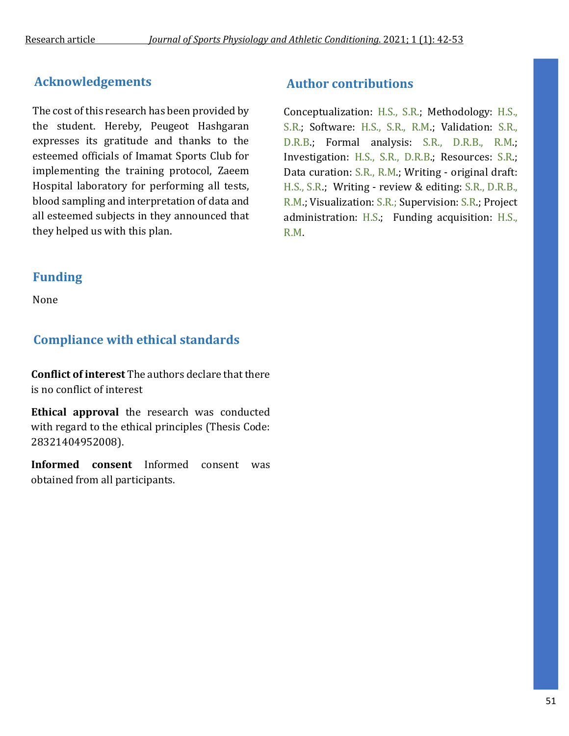## Acknowledgements

The cost of this research has been provided by the student. Hereby, Peugeot Hashgaran expresses its gratitude and thanks to the esteemed officials of Imamat Sports Club for implementing the training protocol, Zaeem Hospital laboratory for performing all tests, blood sampling and interpretation of data and all esteemed subjects in they announced that they helped us with this plan.

## Funding

None

## Compliance with ethical standards

**Conflict of interest** The authors declare that there is no conflict of interest

**Ethical approval** the research was conducted with regard to the ethical principles (Thesis Code: 28321404952008).

**Informed consent** Informed consent was obtained from all participants.

## Author contributions

Conceptualization: H.S., S.R.; Methodology: H.S., S.R.; Software: H.S., S.R., R.M.; Validation: S.R., D.R.B.; Formal analysis: S.R., D.R.B., R.M.; Investigation: H.S., S.R., D.R.B.; Resources: S.R.; Data curation: S.R., R.M.; Writing - original draft: H.S., S.R.; Writing - review & editing: S.R., D.R.B., R.M.; Visualization: S.R.; Supervision: S.R.; Project administration: H.S.; Funding acquisition: H.S., R.M.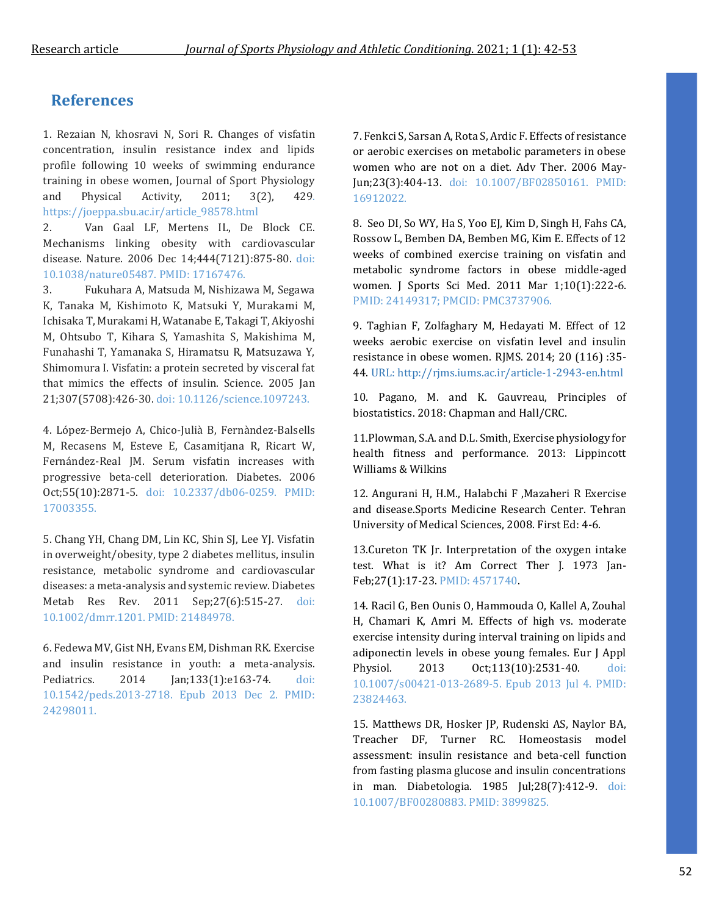## References

1. Rezaian N, khosravi N, Sori R. Changes of visfatin concentration, insulin resistance index and lipids profile following 10 weeks of swimming endurance training in obese women, Journal of Sport Physiology and Physical Activity, 2011; 3(2), 429. https://joeppa.sbu.ac.ir/article_98578.html

2. Van Gaal LF, Mertens IL, De Block CE. Mechanisms linking obesity with cardiovascular disease. Nature. 2006 Dec 14;444(7121):875-80. doi: 10.1038/nature05487. PMID: 17167476.

3. Fukuhara A, Matsuda M, Nishizawa M, Segawa K, Tanaka M, Kishimoto K, Matsuki Y, Murakami M, Ichisaka T, Murakami H, Watanabe E, Takagi T, Akiyoshi M, Ohtsubo T, Kihara S, Yamashita S, Makishima M, Funahashi T, Yamanaka S, Hiramatsu R, Matsuzawa Y, Shimomura I. Visfatin: a protein secreted by visceral fat that mimics the effects of insulin. Science. 2005 Jan 21;307(5708):426-30. doi: 10.1126/science.1097243.

4. López-Bermejo A, Chico-Julià B, Fernàndez-Balsells M, Recasens M, Esteve E, Casamitjana R, Ricart W, Fernández-Real JM. Serum visfatin increases with progressive beta-cell deterioration. Diabetes. 2006 Oct;55(10):2871-5. doi: 10.2337/db06-0259. PMID: 17003355.

5. Chang YH, Chang DM, Lin KC, Shin SJ, Lee YJ. Visfatin in overweight/obesity, type 2 diabetes mellitus, insulin resistance, metabolic syndrome and cardiovascular diseases: a meta-analysis and systemic review. Diabetes Metab Res Rev. 2011 Sep;27(6):515-27. doi: 10.1002/dmrr.1201. PMID: 21484978.

6. Fedewa MV, Gist NH, Evans EM, Dishman RK. Exercise and insulin resistance in youth: a meta-analysis. Pediatrics. 2014 Jan;133(1):e163-74. doi: 10.1542/peds.2013-2718. Epub 2013 Dec 2. PMID: 24298011.

7. Fenkci S, Sarsan A, Rota S, Ardic F. Effects of resistance or aerobic exercises on metabolic parameters in obese women who are not on a diet. Adv Ther. 2006 May-Jun;23(3):404-13. doi: 10.1007/BF02850161. PMID: 16912022.

8. Seo DI, So WY, Ha S, Yoo EJ, Kim D, Singh H, Fahs CA, Rossow L, Bemben DA, Bemben MG, Kim E. Effects of 12 weeks of combined exercise training on visfatin and metabolic syndrome factors in obese middle-aged women. J Sports Sci Med. 2011 Mar 1;10(1):222-6. PMID: 24149317; PMCID: PMC3737906.

9. Taghian F, Zolfaghary M, Hedayati M. Effect of 12 weeks aerobic exercise on visfatin level and insulin resistance in obese women. RJMS. 2014; 20 (116) :35-44. URL: http://rjms.iums.ac.ir/article-1-2943-en.html

10. Pagano, M. and K. Gauvreau, Principles of biostatistics. 2018: Chapman and Hall/CRC.

11. Plowman, S.A. and D.L. Smith, Exercise physiology for health fitness and performance. 2013: Lippincott Williams & Wilkins

12. Angurani H, H.M., Halabchi F ,Mazaheri R Exercise and disease.Sports Medicine Research Center. Tehran University of Medical Sciences, 2008. First Ed: 4-6.

13. Cureton TK Jr. Interpretation of the oxygen intake test. What is it? Am Correct Ther J. 1973 Jan-Feb;27(1):17-23. PMID: 4571740.

14. Racil G, Ben Ounis O, Hammouda O, Kallel A, Zouhal H, Chamari K, Amri M. Effects of high vs. moderate exercise intensity during interval training on lipids and adiponectin levels in obese young females. Eur J Appl Physiol. 2013 Oct;113(10):2531-40. doi: 10.1007/s00421-013-2689-5. Epub 2013 Jul 4. PMID: 23824463.

15. Matthews DR, Hosker JP, Rudenski AS, Naylor BA, Treacher DF, Turner RC. Homeostasis model assessment: insulin resistance and beta-cell function from fasting plasma glucose and insulin concentrations in man. Diabetologia. 1985 Jul;28(7):412-9. doi: 10.1007/BF00280883. PMID: 3899825.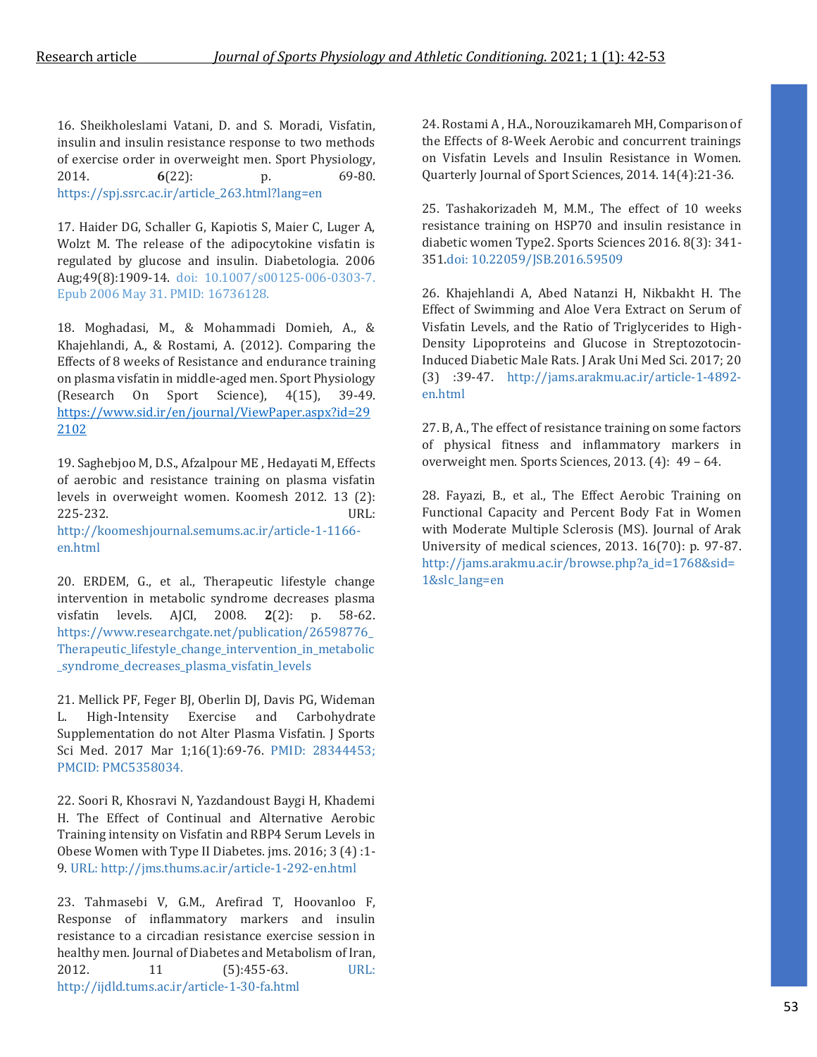16. Sheikholeslami Vatani, D. and S. Moradi, Visfatin, insulin and insulin resistance response to two methods of exercise order in overweight men. Sport Physiology, 2014. **6**(22): p. 69-80. https://spj.ssrc.ac.ir/article_263.html?lang=en

17. Haider DG, Schaller G, Kapiotis S, Maier C, Luger A, Wolzt M. The release of the adipocytokine visfatin is regulated by glucose and insulin. Diabetologia. 2006 Aug;49(8):1909-14. doi: 10.1007/s00125-006-0303-7. Epub 2006 May 31. PMID: 16736128.

18. Moghadasi, M., & Mohammadi Domieh, A., & Khajehlandi, A., & Rostami, A. (2012). Comparing the Effects of 8 weeks of Resistance and endurance training on plasma visfatin in middle-aged men. Sport Physiology (Research On Sport Science), 4(15), 39-49. https://www.sid.ir/en/journal/ViewPaper.aspx?id=292102

19. Saghebjoo M, D.S., Afzalpour ME , Hedayati M, Effects of aerobic and resistance training on plasma visfatin levels in overweight women. Koomesh 2012. 13 (2): 225-232. URL: http://koomeshjournal.semums.ac.ir/article-1-1166-en.html

20. ERDEM, G., et al., Therapeutic lifestyle change intervention in metabolic syndrome decreases plasma visfatin levels. AJCI, 2008. **2**(2): p. 58-62. https://www.researchgate.net/publication/26598776_Therapeutic_lifestyle_change_intervention_in_metabolic_syndrome_decreases_plasma_visfatin_levels

21. Mellick PF, Feger BJ, Oberlin DJ, Davis PG, Wideman L. High-Intensity Exercise and Carbohydrate Supplementation do not Alter Plasma Visfatin. J Sports Sci Med. 2017 Mar 1;16(1):69-76. PMID: 28344453; PMCID: PMC5358034.

22. Soori R, Khosravi N, Yazdandoust Baygi H, Khademi H. The Effect of Continual and Alternative Aerobic Training intensity on Visfatin and RBP4 Serum Levels in Obese Women with Type II Diabetes. jms. 2016; 3 (4) :1-9. URL: http://jms.thums.ac.ir/article-1-292-en.html

23. Tahmasebi V, G.M., Arefirad T, Hoovanloo F, Response of inflammatory markers and insulin resistance to a circadian resistance exercise session in healthy men. Journal of Diabetes and Metabolism of Iran, 2012. 11 (5):455-63. URL: http://ijdld.tums.ac.ir/article-1-30-fa.html

24. Rostami A , H.A., Norouzikamareh MH, Comparison of the Effects of 8-Week Aerobic and concurrent trainings on Visfatin Levels and Insulin Resistance in Women. Quarterly Journal of Sport Sciences, 2014. 14(4):21-36.

25. Tashakorizadeh M, M.M., The effect of 10 weeks resistance training on HSP70 and insulin resistance in diabetic women Type2. Sports Sciences 2016. 8(3): 341-351.doi: 10.22059/JSB.2016.59509

26. Khajehlandi A, Abed Natanzi H, Nikbakht H. The Effect of Swimming and Aloe Vera Extract on Serum of Visfatin Levels, and the Ratio of Triglycerides to High-Density Lipoproteins and Glucose in Streptozotocin-Induced Diabetic Male Rats. J Arak Uni Med Sci. 2017; 20 (3) :39-47. http://jams.arakmu.ac.ir/article-1-4892-en.html

27. B, A., The effect of resistance training on some factors of physical fitness and inflammatory markers in overweight men. Sports Sciences, 2013. (4): 49 – 64.

28. Fayazi, B., et al., The Effect Aerobic Training on Functional Capacity and Percent Body Fat in Women with Moderate Multiple Sclerosis (MS). Journal of Arak University of medical sciences, 2013. 16(70): p. 97-87. http://jams.arakmu.ac.ir/browse.php?a_id=1768&sid=1&slc_lang=en